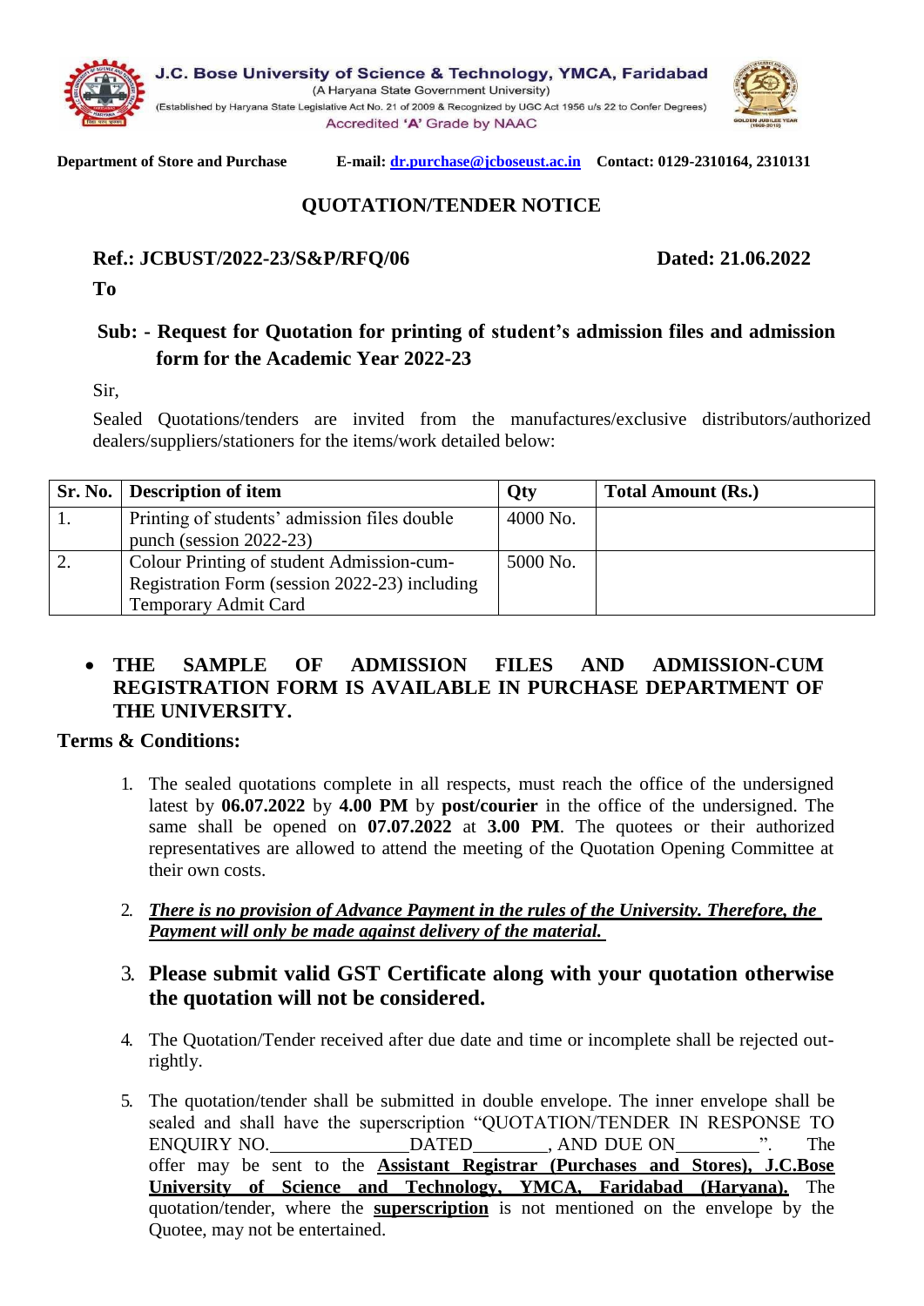**J.C. Bose University of Science & Technology, YMCA, Faridabad**
(A Haryana State Government University)
(Established by Haryana State Legislative Act No. 21 of 2009 & Recognized by UGC Act 1956 u/s 22 to Confer Degrees)
Accredited **'A'** Grade by NAAC

**Department of Store and Purchase** **E-mail: dr.purchase@jcboseust.ac.in** **Contact: 0129-2310164, 2310131**

## QUOTATION/TENDER NOTICE

**Ref.: JCBUST/2022-23/S&P/RFQ/06** **Dated: 21.06.2022**

**To**

**Sub: - Request for Quotation for printing of student's admission files and admission form for the Academic Year 2022-23**

Sir,

Sealed Quotations/tenders are invited from the manufactures/exclusive distributors/authorized dealers/suppliers/stationers for the items/work detailed below:

| Sr. No. | Description of item | Qty | Total Amount (Rs.) |
|---|---|---|---|
| 1. | Printing of students' admission files double punch (session 2022-23) | 4000 No. | |
| 2. | Colour Printing of student Admission-cum-Registration Form (session 2022-23) including Temporary Admit Card | 5000 No. | |

- **THE SAMPLE OF ADMISSION FILES AND ADMISSION-CUM REGISTRATION FORM IS AVAILABLE IN PURCHASE DEPARTMENT OF THE UNIVERSITY.**

**Terms & Conditions:**

1. The sealed quotations complete in all respects, must reach the office of the undersigned latest by **06.07.2022** by **4.00 PM** by **post/courier** in the office of the undersigned. The same shall be opened on **07.07.2022** at **3.00 PM**. The quotees or their authorized representatives are allowed to attend the meeting of the Quotation Opening Committee at their own costs.
2. ***There is no provision of Advance Payment in the rules of the University. Therefore, the Payment will only be made against delivery of the material.***
3. **Please submit valid GST Certificate along with your quotation otherwise the quotation will not be considered.**
4. The Quotation/Tender received after due date and time or incomplete shall be rejected out-rightly.
5. The quotation/tender shall be submitted in double envelope. The inner envelope shall be sealed and shall have the superscription "QUOTATION/TENDER IN RESPONSE TO ENQUIRY NO.______________DATED________, AND DUE ON_________". The offer may be sent to the **Assistant Registrar (Purchases and Stores), J.C.Bose University of Science and Technology, YMCA, Faridabad (Haryana).** The quotation/tender, where the **superscription** is not mentioned on the envelope by the Quotee, may not be entertained.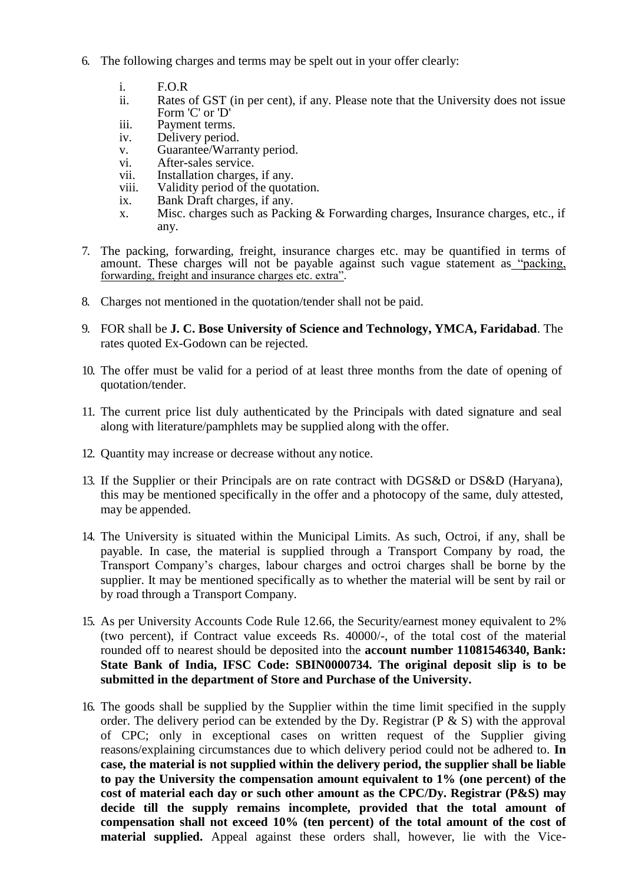6. The following charges and terms may be spelt out in your offer clearly:

   i. F.O.R
   ii. Rates of GST (in per cent), if any. Please note that the University does not issue Form 'C' or 'D'
   iii. Payment terms.
   iv. Delivery period.
   v. Guarantee/Warranty period.
   vi. After-sales service.
   vii. Installation charges, if any.
   viii. Validity period of the quotation.
   ix. Bank Draft charges, if any.
   x. Misc. charges such as Packing & Forwarding charges, Insurance charges, etc., if any.

7. The packing, forwarding, freight, insurance charges etc. may be quantified in terms of amount. These charges will not be payable against such vague statement as "packing, forwarding, freight and insurance charges etc. extra".

8. Charges not mentioned in the quotation/tender shall not be paid.

9. FOR shall be **J. C. Bose University of Science and Technology, YMCA, Faridabad**. The rates quoted Ex-Godown can be rejected.

10. The offer must be valid for a period of at least three months from the date of opening of quotation/tender.

11. The current price list duly authenticated by the Principals with dated signature and seal along with literature/pamphlets may be supplied along with the offer.

12. Quantity may increase or decrease without any notice.

13. If the Supplier or their Principals are on rate contract with DGS&D or DS&D (Haryana), this may be mentioned specifically in the offer and a photocopy of the same, duly attested, may be appended.

14. The University is situated within the Municipal Limits. As such, Octroi, if any, shall be payable. In case, the material is supplied through a Transport Company by road, the Transport Company's charges, labour charges and octroi charges shall be borne by the supplier. It may be mentioned specifically as to whether the material will be sent by rail or by road through a Transport Company.

15. As per University Accounts Code Rule 12.66, the Security/earnest money equivalent to 2% (two percent), if Contract value exceeds Rs. 40000/-, of the total cost of the material rounded off to nearest should be deposited into the **account number 11081546340, Bank: State Bank of India, IFSC Code: SBIN0000734. The original deposit slip is to be submitted in the department of Store and Purchase of the University.**

16. The goods shall be supplied by the Supplier within the time limit specified in the supply order. The delivery period can be extended by the Dy. Registrar (P & S) with the approval of CPC; only in exceptional cases on written request of the Supplier giving reasons/explaining circumstances due to which delivery period could not be adhered to. **In case, the material is not supplied within the delivery period, the supplier shall be liable to pay the University the compensation amount equivalent to 1% (one percent) of the cost of material each day or such other amount as the CPC/Dy. Registrar (P&S) may decide till the supply remains incomplete, provided that the total amount of compensation shall not exceed 10% (ten percent) of the total amount of the cost of material supplied.** Appeal against these orders shall, however, lie with the Vice-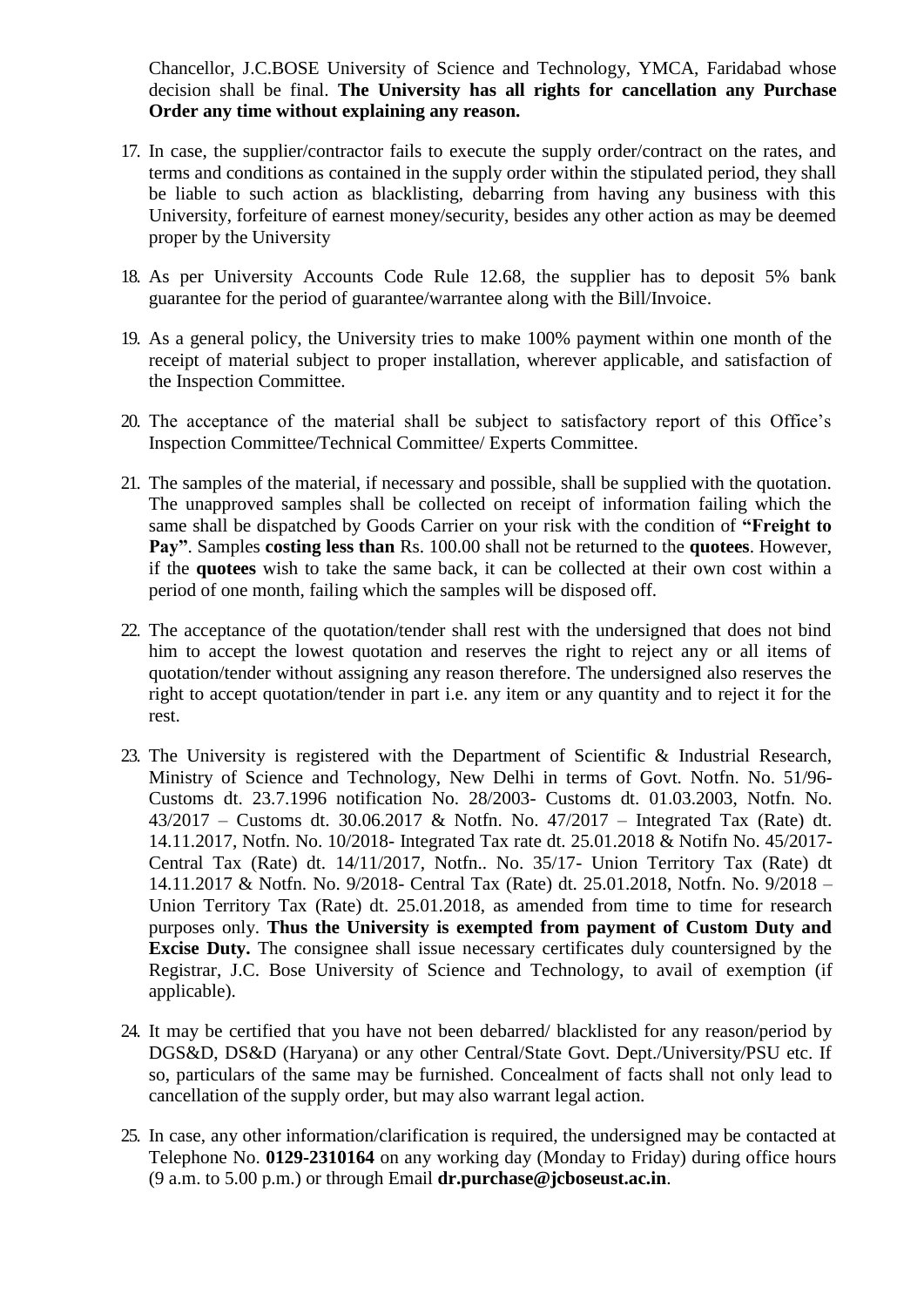Chancellor, J.C.BOSE University of Science and Technology, YMCA, Faridabad whose decision shall be final. **The University has all rights for cancellation any Purchase Order any time without explaining any reason.**

17. In case, the supplier/contractor fails to execute the supply order/contract on the rates, and terms and conditions as contained in the supply order within the stipulated period, they shall be liable to such action as blacklisting, debarring from having any business with this University, forfeiture of earnest money/security, besides any other action as may be deemed proper by the University

18. As per University Accounts Code Rule 12.68, the supplier has to deposit 5% bank guarantee for the period of guarantee/warrantee along with the Bill/Invoice.

19. As a general policy, the University tries to make 100% payment within one month of the receipt of material subject to proper installation, wherever applicable, and satisfaction of the Inspection Committee.

20. The acceptance of the material shall be subject to satisfactory report of this Office's Inspection Committee/Technical Committee/ Experts Committee.

21. The samples of the material, if necessary and possible, shall be supplied with the quotation. The unapproved samples shall be collected on receipt of information failing which the same shall be dispatched by Goods Carrier on your risk with the condition of **"Freight to Pay"**. Samples **costing less than** Rs. 100.00 shall not be returned to the **quotees**. However, if the **quotees** wish to take the same back, it can be collected at their own cost within a period of one month, failing which the samples will be disposed off.

22. The acceptance of the quotation/tender shall rest with the undersigned that does not bind him to accept the lowest quotation and reserves the right to reject any or all items of quotation/tender without assigning any reason therefore. The undersigned also reserves the right to accept quotation/tender in part i.e. any item or any quantity and to reject it for the rest.

23. The University is registered with the Department of Scientific & Industrial Research, Ministry of Science and Technology, New Delhi in terms of Govt. Notfn. No. 51/96-Customs dt. 23.7.1996 notification No. 28/2003- Customs dt. 01.03.2003, Notfn. No. 43/2017 – Customs dt. 30.06.2017 & Notfn. No. 47/2017 – Integrated Tax (Rate) dt. 14.11.2017, Notfn. No. 10/2018- Integrated Tax rate dt. 25.01.2018 & Notifn No. 45/2017- Central Tax (Rate) dt. 14/11/2017, Notfn.. No. 35/17- Union Territory Tax (Rate) dt 14.11.2017 & Notfn. No. 9/2018- Central Tax (Rate) dt. 25.01.2018, Notfn. No. 9/2018 – Union Territory Tax (Rate) dt. 25.01.2018, as amended from time to time for research purposes only. **Thus the University is exempted from payment of Custom Duty and Excise Duty.** The consignee shall issue necessary certificates duly countersigned by the Registrar, J.C. Bose University of Science and Technology, to avail of exemption (if applicable).

24. It may be certified that you have not been debarred/ blacklisted for any reason/period by DGS&D, DS&D (Haryana) or any other Central/State Govt. Dept./University/PSU etc. If so, particulars of the same may be furnished. Concealment of facts shall not only lead to cancellation of the supply order, but may also warrant legal action.

25. In case, any other information/clarification is required, the undersigned may be contacted at Telephone No. **0129-2310164** on any working day (Monday to Friday) during office hours (9 a.m. to 5.00 p.m.) or through Email **dr.purchase@jcboseust.ac.in**.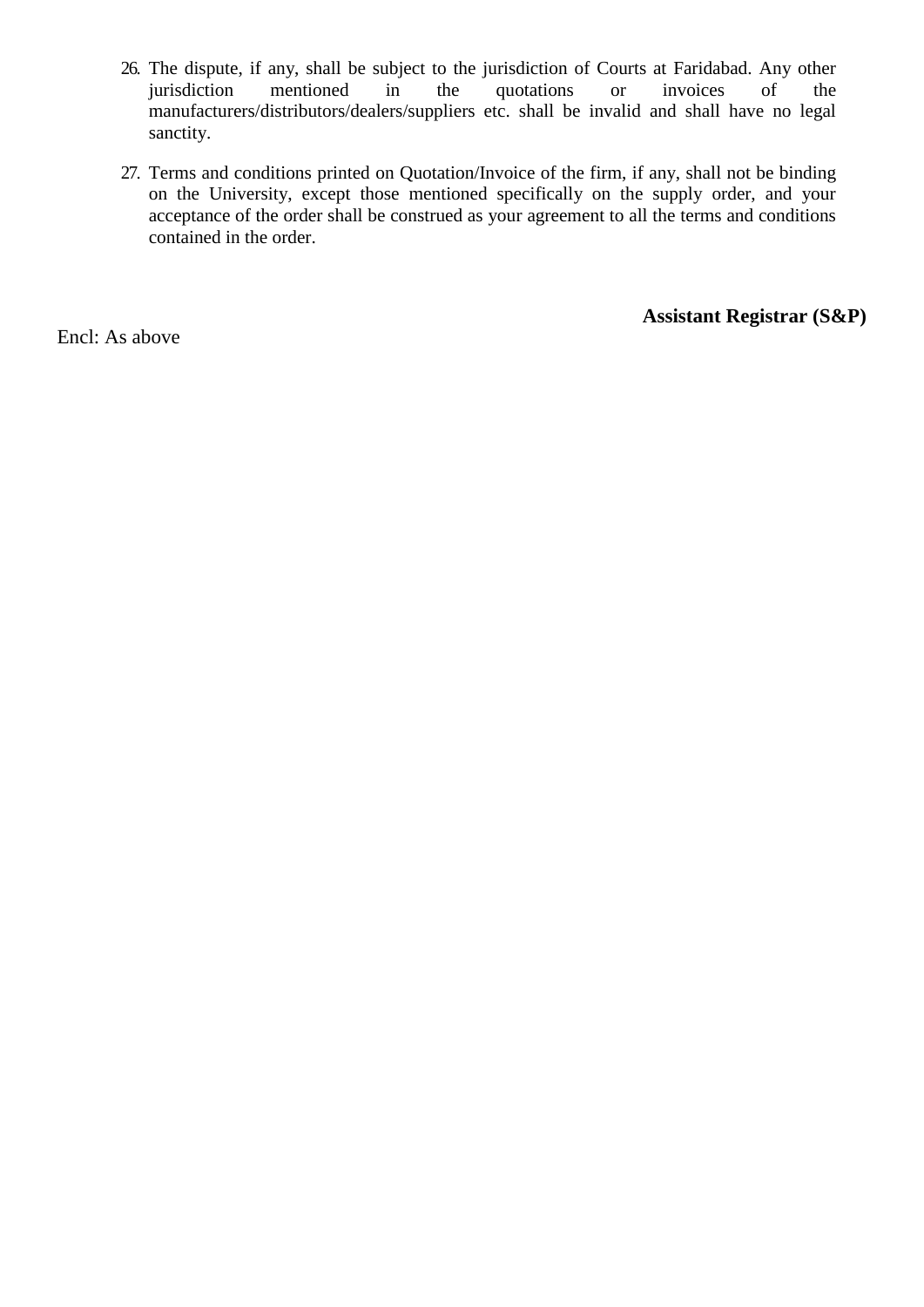26. The dispute, if any, shall be subject to the jurisdiction of Courts at Faridabad. Any other jurisdiction mentioned in the quotations or invoices of the manufacturers/distributors/dealers/suppliers etc. shall be invalid and shall have no legal sanctity.

27. Terms and conditions printed on Quotation/Invoice of the firm, if any, shall not be binding on the University, except those mentioned specifically on the supply order, and your acceptance of the order shall be construed as your agreement to all the terms and conditions contained in the order.

**Assistant Registrar (S&P)**

Encl: As above